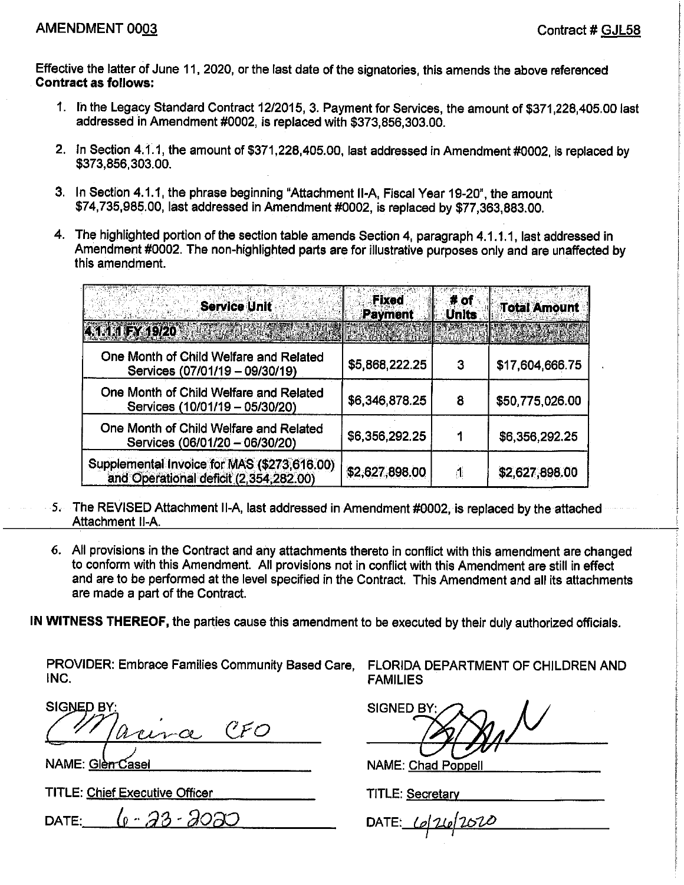AMENDMENT 0003

Contract # GJL58

Effective the latter of June 11, 2020, or the last date of the signatories, this amends the above referenced **Contract as follows:**

1. In the Legacy Standard Contract 12/2015, 3. Payment for Services, the amount of $371,228,405.00 last addressed in Amendment #0002, is replaced with $373,856,303.00.

2. In Section 4.1.1, the amount of $371,228,405.00, last addressed in Amendment #0002, is replaced by $373,856,303.00.

3. In Section 4.1.1, the phrase beginning "Attachment II-A, Fiscal Year 19-20", the amount $74,735,985.00, last addressed in Amendment #0002, is replaced by $77,363,883.00.

4. The highlighted portion of the section table amends Section 4, paragraph 4.1.1.1, last addressed in Amendment #0002. The non-highlighted parts are for illustrative purposes only and are unaffected by this amendment.

| Service Unit | Fixed Payment | # of Units | Total Amount |
|---|---|---|---|
| 4.1.1.1 FY 19/20 | | | |
| One Month of Child Welfare and Related Services (07/01/19 – 09/30/19) | $5,868,222.25 | 3 | $17,604,666.75 |
| One Month of Child Welfare and Related Services (10/01/19 – 05/30/20) | $6,346,878.25 | 8 | $50,775,026.00 |
| One Month of Child Welfare and Related Services (06/01/20 – 06/30/20) | $6,356,292.25 | 1 | $6,356,292.25 |
| Supplemental Invoice for MAS ($273,616.00) and Operational deficit (2,354,282.00) | $2,627,898.00 | 1 | $2,627,898.00 |

5. The REVISED Attachment II-A, last addressed in Amendment #0002, is replaced by the attached Attachment II-A.

6. All provisions in the Contract and any attachments thereto in conflict with this amendment are changed to conform with this Amendment. All provisions not in conflict with this Amendment are still in effect and are to be performed at the level specified in the Contract. This Amendment and all its attachments are made a part of the Contract.

**IN WITNESS THEREOF,** the parties cause this amendment to be executed by their duly authorized officials.

PROVIDER: Embrace Families Community Based Care, INC.

SIGNED BY: Marina CFO

NAME: Glen Casel

TITLE: Chief Executive Officer

DATE: 6-23-2020

FLORIDA DEPARTMENT OF CHILDREN AND FAMILIES

SIGNED BY: [signature]

NAME: Chad Poppell

TITLE: Secretary

DATE: 6/26/2020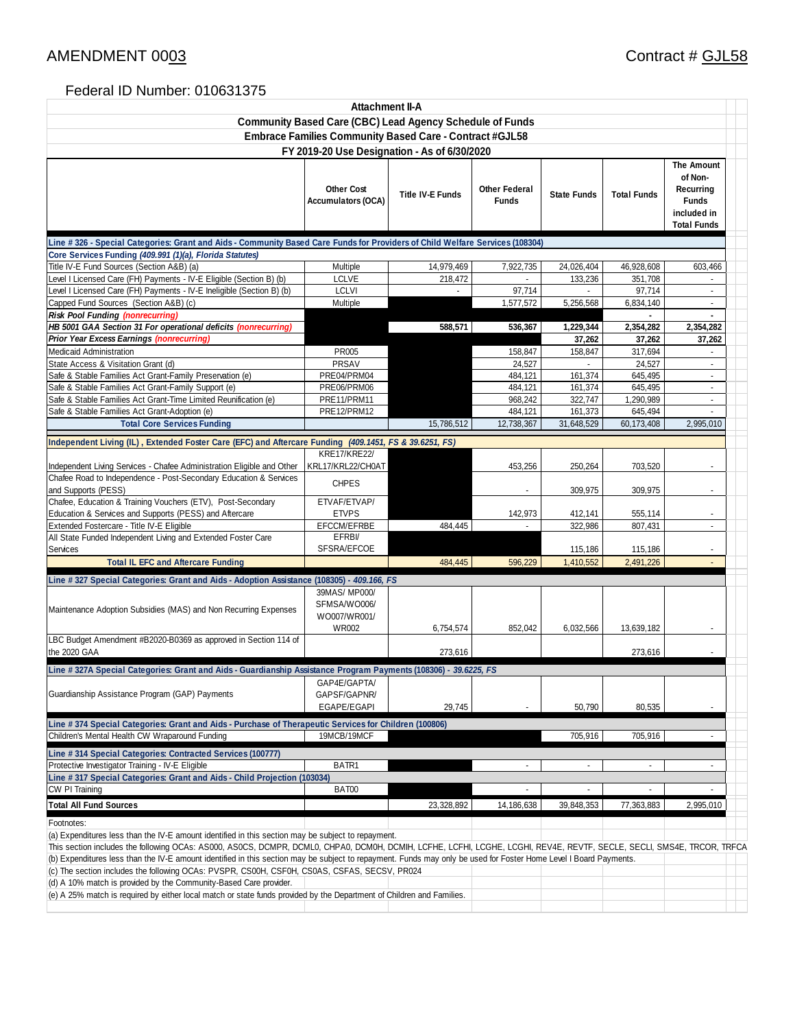AMENDMENT 0003 Contract # GJL58

Federal ID Number: 010631375

**Attachment II-A**

**Community Based Care (CBC) Lead Agency Schedule of Funds**

**Embrace Families Community Based Care - Contract #GJL58**

**FY 2019-20 Use Designation - As of 6/30/2020**

| | Other Cost Accumulators (OCA) | Title IV-E Funds | Other Federal Funds | State Funds | Total Funds | The Amount of Non-Recurring Funds included in Total Funds |
|---|---|---|---|---|---|---|
| **Line # 326 - Special Categories: Grant and Aids - Community Based Care Funds for Providers of Child Welfare Services (108304)** | | | | | | |
| **Core Services Funding *(409.991 (1)(a), Florida Statutes)*** | | | | | | |
| Title IV-E Fund Sources (Section A&B) (a) | Multiple | 14,979,469 | 7,922,735 | 24,026,404 | 46,928,608 | 603,466 |
| Level I Licensed Care (FH) Payments - IV-E Eligible (Section B) (b) | LCLVE | 218,472 | - | 133,236 | 351,708 | - |
| Level I Licensed Care (FH) Payments - IV-E Ineligible (Section B) (b) | LCLVI | - | 97,714 | - | 97,714 | - |
| Capped Fund Sources (Section A&B) (c) | Multiple | | 1,577,572 | 5,256,568 | 6,834,140 | - |
| ***Risk Pool Funding (nonrecurring)*** | | | | | - | - |
| ***HB 5001 GAA Section 31 For operational deficits (nonrecurring)*** | | **588,571** | **536,367** | **1,229,344** | **2,354,282** | **2,354,282** |
| ***Prior Year Excess Earnings (nonrecurring)*** | | | | **37,262** | **37,262** | **37,262** |
| Medicaid Administration | PR005 | | 158,847 | 158,847 | 317,694 | - |
| State Access & Visitation Grant (d) | PRSAV | | 24,527 | - | 24,527 | - |
| Safe & Stable Families Act Grant-Family Preservation (e) | PRE04/PRM04 | | 484,121 | 161,374 | 645,495 | - |
| Safe & Stable Families Act Grant-Family Support (e) | PRE06/PRM06 | | 484,121 | 161,374 | 645,495 | - |
| Safe & Stable Families Act Grant-Time Limited Reunification (e) | PRE11/PRM11 | | 968,242 | 322,747 | 1,290,989 | - |
| Safe & Stable Families Act Grant-Adoption (e) | PRE12/PRM12 | | 484,121 | 161,373 | 645,494 | - |
| **Total Core Services Funding** | | 15,786,512 | 12,738,367 | 31,648,529 | 60,173,408 | 2,995,010 |
| **Independent Living (IL) , Extended Foster Care (EFC) and Aftercare Funding *(409.1451, FS & 39.6251, FS)*** | | | | | | |
| Independent Living Services - Chafee Administration Eligible and Other | KRE17/KRE22/ KRL17/KRL22/CH0AT | | 453,256 | 250,264 | 703,520 | - |
| Chafee Road to Independence - Post-Secondary Education & Services and Supports (PESS) | CHPES | | - | 309,975 | 309,975 | - |
| Chafee, Education & Training Vouchers (ETV), Post-Secondary Education & Services and Supports (PESS) and Aftercare | ETVAF/ETVAP/ ETVPS | | 142,973 | 412,141 | 555,114 | - |
| Extended Fostercare - Title IV-E Eligible | EFCCM/EFRBE | 484,445 | - | 322,986 | 807,431 | - |
| All State Funded Independent Living and Extended Foster Care Services | EFRBI/ SFSRA/EFCOE | | | 115,186 | 115,186 | - |
| **Total IL EFC and Aftercare Funding** | | 484,445 | 596,229 | 1,410,552 | 2,491,226 | - |
| **Line # 327 Special Categories: Grant and Aids - Adoption Assistance (108305) - *409.166, FS*** | | | | | | |
| Maintenance Adoption Subsidies (MAS) and Non Recurring Expenses | 39MAS/ MP000/ SFMSA/WO006/ WO007/WR001/ WR002 | 6,754,574 | 852,042 | 6,032,566 | 13,639,182 | - |
| LBC Budget Amendment #B2020-B0369 as approved in Section 114 of the 2020 GAA | | 273,616 | | | 273,616 | - |
| **Line # 327A Special Categories: Grant and Aids - Guardianship Assistance Program Payments (108306) - *39.6225, FS*** | | | | | | |
| Guardianship Assistance Program (GAP) Payments | GAP4E/GAPTA/ GAPSF/GAPNR/ EGAPE/EGAPI | 29,745 | - | 50,790 | 80,535 | - |
| **Line # 374 Special Categories: Grant and Aids - Purchase of Therapeutic Services for Children (100806)** | | | | | | |
| Children's Mental Health CW Wraparound Funding | 19MCB/19MCF | | | 705,916 | 705,916 | - |
| **Line # 314 Special Categories: Contracted Services (100777)** | | | | | | |
| Protective Investigator Training - IV-E Eligible | BATR1 | | - | - | - | - |
| **Line # 317 Special Categories: Grant and Aids - Child Projection (103034)** | | | | | | |
| CW PI Training | BAT00 | | - | - | - | - |
| **Total All Fund Sources** | | 23,328,892 | 14,186,638 | 39,848,353 | 77,363,883 | 2,995,010 |

Footnotes:

(a) Expenditures less than the IV-E amount identified in this section may be subject to repayment.
This section includes the following OCAs: AS000, ASOCS, DCMPR, DCML0, CHPA0, DCM0H, DCMIH, LCFHE, LCFHI, LCGHE, LCGHI, REV4E, REVTF, SECLE, SECLI, SMS4E, TRCOR, TRFCA

(b) Expenditures less than the IV-E amount identified in this section may be subject to repayment. Funds may only be used for Foster Home Level I Board Payments.

(c) The section includes the following OCAs: PVSPR, CS00H, CSF0H, CS0AS, CSFAS, SECSV, PR024

(d) A 10% match is provided by the Community-Based Care provider.

(e) A 25% match is required by either local match or state funds provided by the Department of Children and Families.